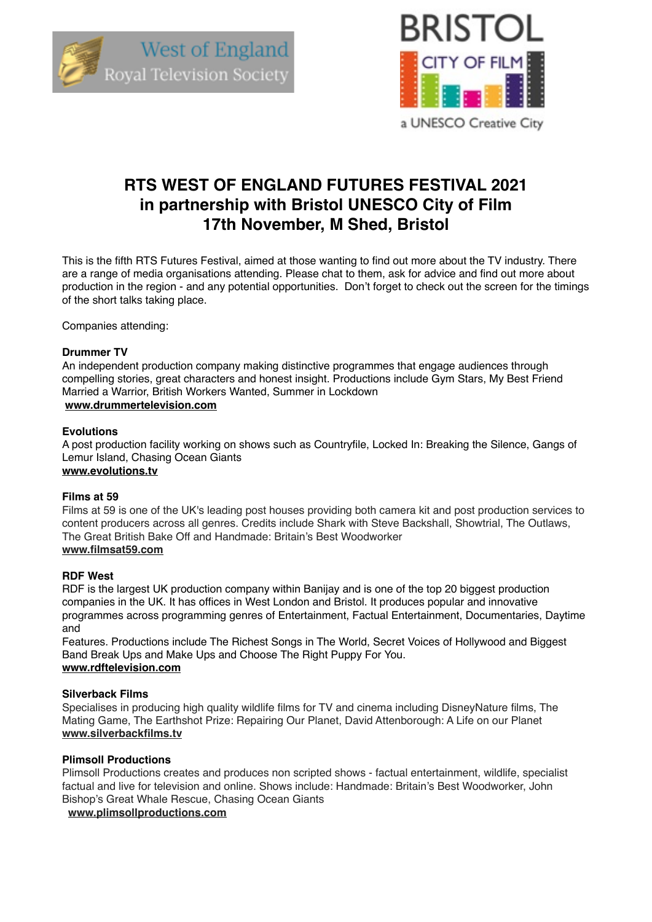West of England Royal Television Society

BRISTOL CITY OF FILM

a UNESCO Creative City

# RTS WEST OF ENGLAND FUTURES FESTIVAL 2021
# in partnership with Bristol UNESCO City of Film
# 17th November, M Shed, Bristol

This is the fifth RTS Futures Festival, aimed at those wanting to find out more about the TV industry. There are a range of media organisations attending. Please chat to them, ask for advice and find out more about production in the region - and any potential opportunities. Don't forget to check out the screen for the timings of the short talks taking place.

Companies attending:

**Drummer TV**
An independent production company making distinctive programmes that engage audiences through compelling stories, great characters and honest insight. Productions include Gym Stars, My Best Friend Married a Warrior, British Workers Wanted, Summer in Lockdown
**www.drummertelevision.com**

**Evolutions**
A post production facility working on shows such as Countryfile, Locked In: Breaking the Silence, Gangs of Lemur Island, Chasing Ocean Giants
**www.evolutions.tv**

**Films at 59**
Films at 59 is one of the UK's leading post houses providing both camera kit and post production services to content producers across all genres. Credits include Shark with Steve Backshall, Showtrial, The Outlaws, The Great British Bake Off and Handmade: Britain's Best Woodworker
**www.filmsat59.com**

**RDF West**
RDF is the largest UK production company within Banijay and is one of the top 20 biggest production companies in the UK. It has offices in West London and Bristol. It produces popular and innovative programmes across programming genres of Entertainment, Factual Entertainment, Documentaries, Daytime and
Features. Productions include The Richest Songs in The World, Secret Voices of Hollywood and Biggest Band Break Ups and Make Ups and Choose The Right Puppy For You.
**www.rdftelevision.com**

**Silverback Films**
Specialises in producing high quality wildlife films for TV and cinema including DisneyNature films, The Mating Game, The Earthshot Prize: Repairing Our Planet, David Attenborough: A Life on our Planet
**www.silverbackfilms.tv**

**Plimsoll Productions**
Plimsoll Productions creates and produces non scripted shows - factual entertainment, wildlife, specialist factual and live for television and online. Shows include: Handmade: Britain's Best Woodworker, John Bishop's Great Whale Rescue, Chasing Ocean Giants
**www.plimsollproductions.com**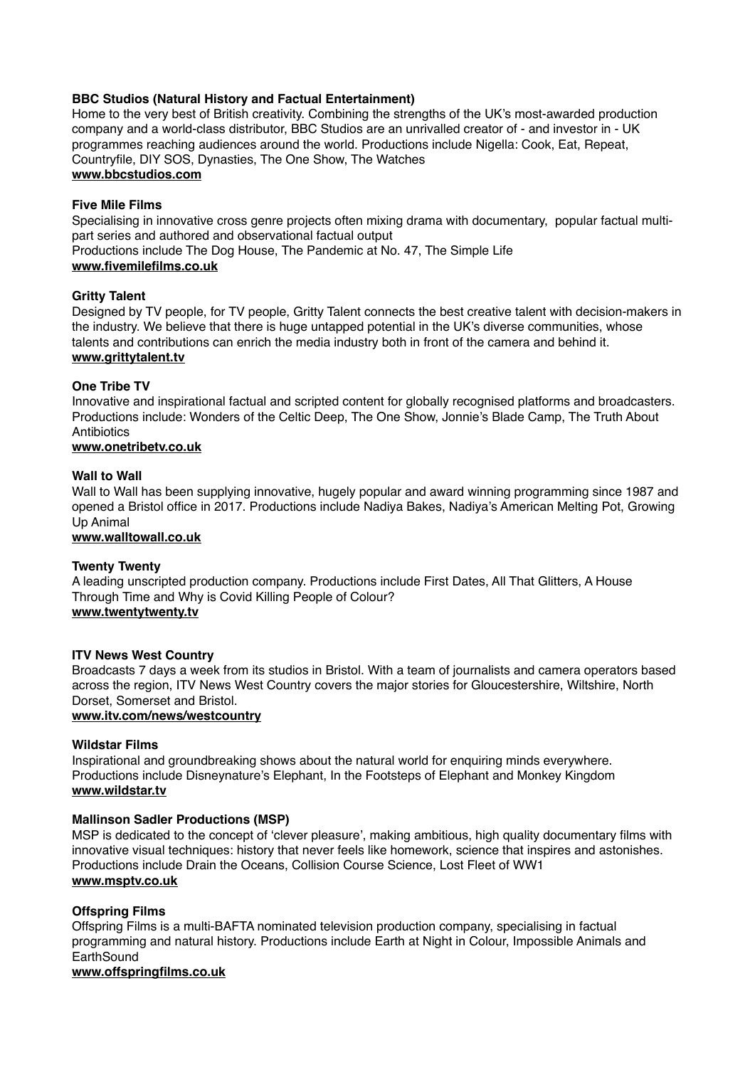**BBC Studios (Natural History and Factual Entertainment)**
Home to the very best of British creativity. Combining the strengths of the UK's most-awarded production company and a world-class distributor, BBC Studios are an unrivalled creator of - and investor in - UK programmes reaching audiences around the world. Productions include Nigella: Cook, Eat, Repeat, Countryfile, DIY SOS, Dynasties, The One Show, The Watches
**www.bbcstudios.com**

**Five Mile Films**
Specialising in innovative cross genre projects often mixing drama with documentary, popular factual multi-part series and authored and observational factual output
Productions include The Dog House, The Pandemic at No. 47, The Simple Life
**www.fivemilefilms.co.uk**

**Gritty Talent**
Designed by TV people, for TV people, Gritty Talent connects the best creative talent with decision-makers in the industry. We believe that there is huge untapped potential in the UK's diverse communities, whose talents and contributions can enrich the media industry both in front of the camera and behind it.
**www.grittytalent.tv**

**One Tribe TV**
Innovative and inspirational factual and scripted content for globally recognised platforms and broadcasters. Productions include: Wonders of the Celtic Deep, The One Show, Jonnie's Blade Camp, The Truth About Antibiotics
**www.onetribetv.co.uk**

**Wall to Wall**
Wall to Wall has been supplying innovative, hugely popular and award winning programming since 1987 and opened a Bristol office in 2017. Productions include Nadiya Bakes, Nadiya's American Melting Pot, Growing Up Animal
**www.walltowall.co.uk**

**Twenty Twenty**
A leading unscripted production company. Productions include First Dates, All That Glitters, A House Through Time and Why is Covid Killing People of Colour?
**www.twentytwenty.tv**

**ITV News West Country**
Broadcasts 7 days a week from its studios in Bristol. With a team of journalists and camera operators based across the region, ITV News West Country covers the major stories for Gloucestershire, Wiltshire, North Dorset, Somerset and Bristol.
**www.itv.com/news/westcountry**

**Wildstar Films**
Inspirational and groundbreaking shows about the natural world for enquiring minds everywhere. Productions include Disneynature's Elephant, In the Footsteps of Elephant and Monkey Kingdom
**www.wildstar.tv**

**Mallinson Sadler Productions (MSP)**
MSP is dedicated to the concept of 'clever pleasure', making ambitious, high quality documentary films with innovative visual techniques: history that never feels like homework, science that inspires and astonishes. Productions include Drain the Oceans, Collision Course Science, Lost Fleet of WW1
**www.msptv.co.uk**

**Offspring Films**
Offspring Films is a multi-BAFTA nominated television production company, specialising in factual programming and natural history. Productions include Earth at Night in Colour, Impossible Animals and EarthSound
**www.offspringfilms.co.uk**